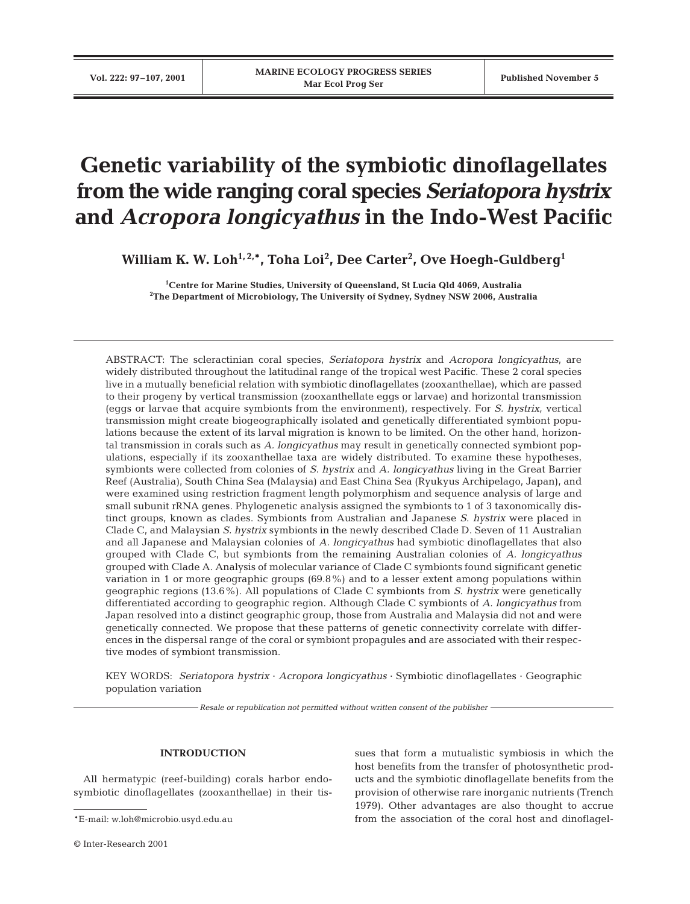# Genetic variability of the symbiotic dinoflagellates from the wide ranging coral species *Seriatopora hystrix* and *Acropora longicyathus* in the Indo-West Pacific

**William K. W. Loh[1,2,*], Toha Loi[2], Dee Carter[2], Ove Hoegh-Guldberg[1]**

[1]Centre for Marine Studies, University of Queensland, St Lucia Qld 4069, Australia
[2]The Department of Microbiology, The University of Sydney, Sydney NSW 2006, Australia

ABSTRACT: The scleractinian coral species, *Seriatopora hystrix* and *Acropora longicyathus*, are widely distributed throughout the latitudinal range of the tropical west Pacific. These 2 coral species live in a mutually beneficial relation with symbiotic dinoflagellates (zooxanthellae), which are passed to their progeny by vertical transmission (zooxanthellate eggs or larvae) and horizontal transmission (eggs or larvae that acquire symbionts from the environment), respectively. For *S. hystrix*, vertical transmission might create biogeographically isolated and genetically differentiated symbiont populations because the extent of its larval migration is known to be limited. On the other hand, horizontal transmission in corals such as *A. longicyathus* may result in genetically connected symbiont populations, especially if its zooxanthellae taxa are widely distributed. To examine these hypotheses, symbionts were collected from colonies of *S. hystrix* and *A. longicyathus* living in the Great Barrier Reef (Australia), South China Sea (Malaysia) and East China Sea (Ryukyus Archipelago, Japan), and were examined using restriction fragment length polymorphism and sequence analysis of large and small subunit rRNA genes. Phylogenetic analysis assigned the symbionts to 1 of 3 taxonomically distinct groups, known as clades. Symbionts from Australian and Japanese *S. hystrix* were placed in Clade C, and Malaysian *S. hystrix* symbionts in the newly described Clade D. Seven of 11 Australian and all Japanese and Malaysian colonies of *A. longicyathus* had symbiotic dinoflagellates that also grouped with Clade C, but symbionts from the remaining Australian colonies of *A. longicyathus* grouped with Clade A. Analysis of molecular variance of Clade C symbionts found significant genetic variation in 1 or more geographic groups (69.8%) and to a lesser extent among populations within geographic regions (13.6%). All populations of Clade C symbionts from *S. hystrix* were genetically differentiated according to geographic region. Although Clade C symbionts of *A. longicyathus* from Japan resolved into a distinct geographic group, those from Australia and Malaysia did not and were genetically connected. We propose that these patterns of genetic connectivity correlate with differences in the dispersal range of the coral or symbiont propagules and are associated with their respective modes of symbiont transmission.

KEY WORDS: *Seriatopora hystrix* · *Acropora longicyathus* · Symbiotic dinoflagellates · Geographic population variation

*Resale or republication not permitted without written consent of the publisher*

## INTRODUCTION

All hermatypic (reef-building) corals harbor endosymbiotic dinoflagellates (zooxanthellae) in their tissues that form a mutualistic symbiosis in which the host benefits from the transfer of photosynthetic products and the symbiotic dinoflagellate benefits from the provision of otherwise rare inorganic nutrients (Trench 1979). Other advantages are also thought to accrue from the association of the coral host and dinoflagel-

*E-mail: w.loh@microbio.usyd.edu.au

© Inter-Research 2001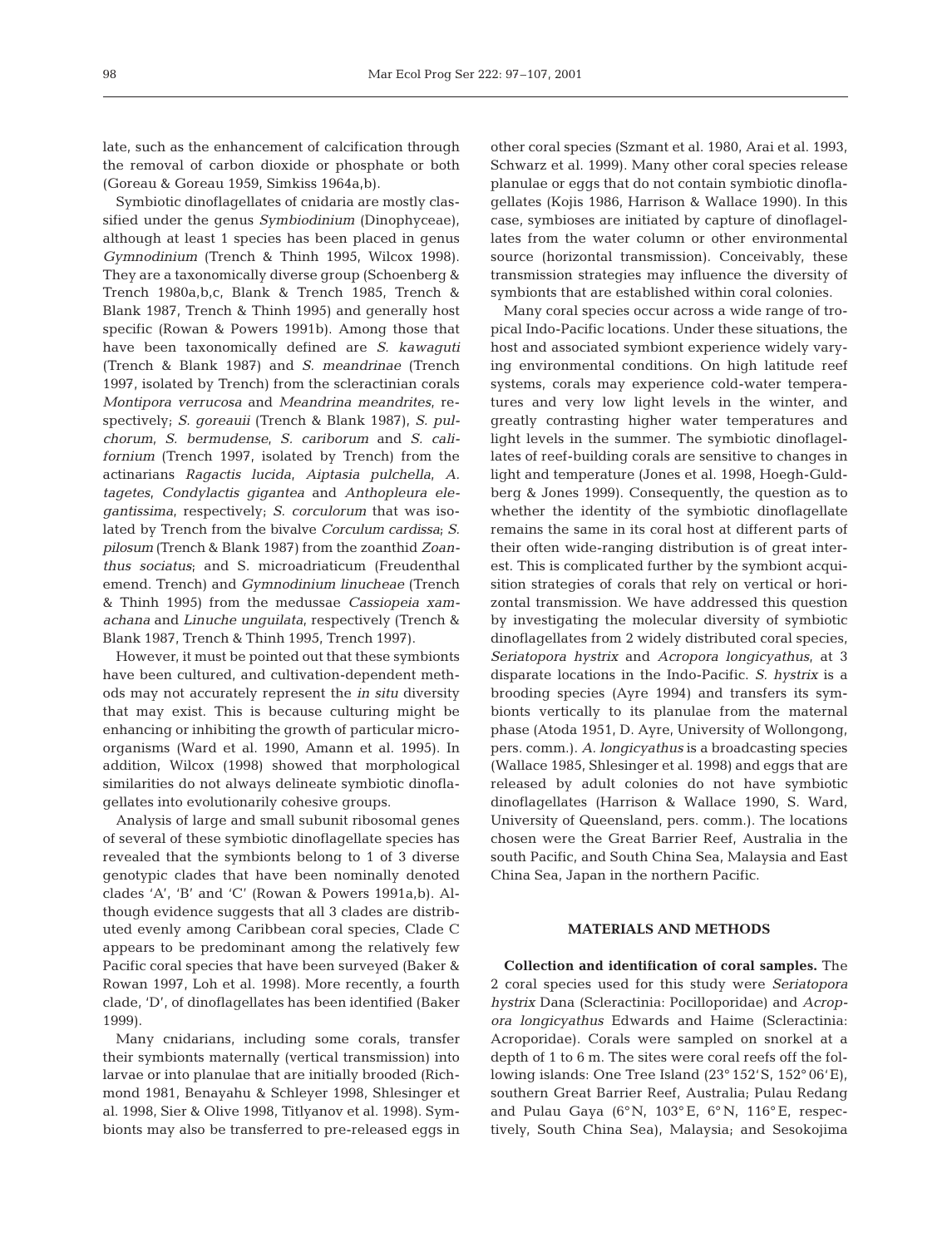late, such as the enhancement of calcification through the removal of carbon dioxide or phosphate or both (Goreau & Goreau 1959, Simkiss 1964a,b).

Symbiotic dinoflagellates of cnidaria are mostly classified under the genus *Symbiodinium* (Dinophyceae), although at least 1 species has been placed in genus *Gymnodinium* (Trench & Thinh 1995, Wilcox 1998). They are a taxonomically diverse group (Schoenberg & Trench 1980a,b,c, Blank & Trench 1985, Trench & Blank 1987, Trench & Thinh 1995) and generally host specific (Rowan & Powers 1991b). Among those that have been taxonomically defined are *S. kawaguti* (Trench & Blank 1987) and *S. meandrinae* (Trench 1997, isolated by Trench) from the scleractinian corals *Montipora verrucosa* and *Meandrina meandrites*, respectively; *S. goreauii* (Trench & Blank 1987), *S. pulchorum*, *S. bermudense*, *S. cariborum* and *S. californium* (Trench 1997, isolated by Trench) from the actinarians *Ragactis lucida*, *Aiptasia pulchella*, *A. tagetes*, *Condylactis gigantea* and *Anthopleura elegantissima*, respectively; *S. corculorum* that was isolated by Trench from the bivalve *Corculum cardissa*; *S. pilosum* (Trench & Blank 1987) from the zoanthid *Zoanthus sociatus*; and S. microadriaticum (Freudenthal emend. Trench) and *Gymnodinium linucheae* (Trench & Thinh 1995) from the medussae *Cassiopeia xamachana* and *Linuche unguilata*, respectively (Trench & Blank 1987, Trench & Thinh 1995, Trench 1997).

However, it must be pointed out that these symbionts have been cultured, and cultivation-dependent methods may not accurately represent the *in situ* diversity that may exist. This is because culturing might be enhancing or inhibiting the growth of particular microorganisms (Ward et al. 1990, Amann et al. 1995). In addition, Wilcox (1998) showed that morphological similarities do not always delineate symbiotic dinoflagellates into evolutionarily cohesive groups.

Analysis of large and small subunit ribosomal genes of several of these symbiotic dinoflagellate species has revealed that the symbionts belong to 1 of 3 diverse genotypic clades that have been nominally denoted clades 'A', 'B' and 'C' (Rowan & Powers 1991a,b). Although evidence suggests that all 3 clades are distributed evenly among Caribbean coral species, Clade C appears to be predominant among the relatively few Pacific coral species that have been surveyed (Baker & Rowan 1997, Loh et al. 1998). More recently, a fourth clade, 'D', of dinoflagellates has been identified (Baker 1999).

Many cnidarians, including some corals, transfer their symbionts maternally (vertical transmission) into larvae or into planulae that are initially brooded (Richmond 1981, Benayahu & Schleyer 1998, Shlesinger et al. 1998, Sier & Olive 1998, Titlyanov et al. 1998). Symbionts may also be transferred to pre-released eggs in other coral species (Szmant et al. 1980, Arai et al. 1993, Schwarz et al. 1999). Many other coral species release planulae or eggs that do not contain symbiotic dinoflagellates (Kojis 1986, Harrison & Wallace 1990). In this case, symbioses are initiated by capture of dinoflagellates from the water column or other environmental source (horizontal transmission). Conceivably, these transmission strategies may influence the diversity of symbionts that are established within coral colonies.

Many coral species occur across a wide range of tropical Indo-Pacific locations. Under these situations, the host and associated symbiont experience widely varying environmental conditions. On high latitude reef systems, corals may experience cold-water temperatures and very low light levels in the winter, and greatly contrasting higher water temperatures and light levels in the summer. The symbiotic dinoflagellates of reef-building corals are sensitive to changes in light and temperature (Jones et al. 1998, Hoegh-Guldberg & Jones 1999). Consequently, the question as to whether the identity of the symbiotic dinoflagellate remains the same in its coral host at different parts of their often wide-ranging distribution is of great interest. This is complicated further by the symbiont acquisition strategies of corals that rely on vertical or horizontal transmission. We have addressed this question by investigating the molecular diversity of symbiotic dinoflagellates from 2 widely distributed coral species, *Seriatopora hystrix* and *Acropora longicyathus*, at 3 disparate locations in the Indo-Pacific. *S. hystrix* is a brooding species (Ayre 1994) and transfers its symbionts vertically to its planulae from the maternal phase (Atoda 1951, D. Ayre, University of Wollongong, pers. comm.). *A. longicyathus* is a broadcasting species (Wallace 1985, Shlesinger et al. 1998) and eggs that are released by adult colonies do not have symbiotic dinoflagellates (Harrison & Wallace 1990, S. Ward, University of Queensland, pers. comm.). The locations chosen were the Great Barrier Reef, Australia in the south Pacific, and South China Sea, Malaysia and East China Sea, Japan in the northern Pacific.

## MATERIALS AND METHODS

**Collection and identification of coral samples.** The 2 coral species used for this study were *Seriatopora hystrix* Dana (Scleractinia: Pocilloporidae) and *Acropora longicyathus* Edwards and Haime (Scleractinia: Acroporidae). Corals were sampled on snorkel at a depth of 1 to 6 m. The sites were coral reefs off the following islands: One Tree Island (23° 152′ S, 152° 06′ E), southern Great Barrier Reef, Australia; Pulau Redang and Pulau Gaya (6° N, 103° E, 6° N, 116° E, respectively, South China Sea), Malaysia; and Sesokojima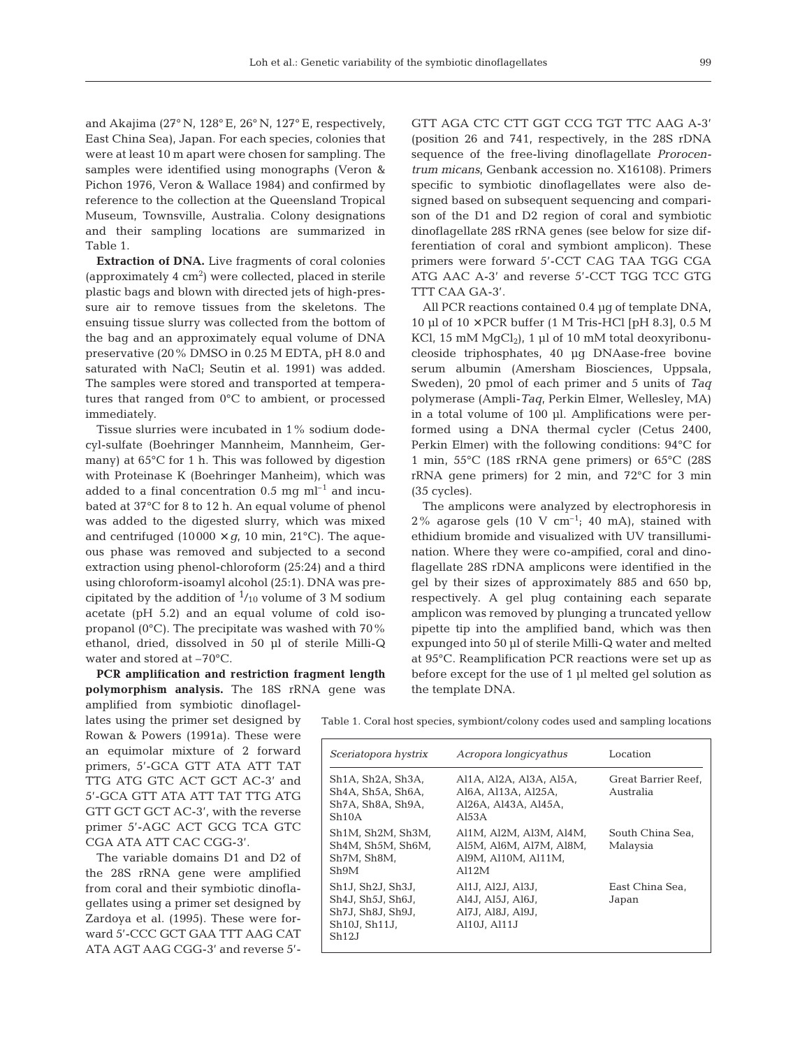and Akajima (27° N, 128° E, 26° N, 127° E, respectively, East China Sea), Japan. For each species, colonies that were at least 10 m apart were chosen for sampling. The samples were identified using monographs (Veron & Pichon 1976, Veron & Wallace 1984) and confirmed by reference to the collection at the Queensland Tropical Museum, Townsville, Australia. Colony designations and their sampling locations are summarized in Table 1.

**Extraction of DNA.** Live fragments of coral colonies (approximately 4 $cm^2$) were collected, placed in sterile plastic bags and blown with directed jets of high-pressure air to remove tissues from the skeletons. The ensuing tissue slurry was collected from the bottom of the bag and an approximately equal volume of DNA preservative (20% DMSO in 0.25 M EDTA, pH 8.0 and saturated with NaCl; Seutin et al. 1991) was added. The samples were stored and transported at temperatures that ranged from 0°C to ambient, or processed immediately.

Tissue slurries were incubated in 1% sodium dodecyl-sulfate (Boehringer Mannheim, Mannheim, Germany) at 65°C for 1 h. This was followed by digestion with Proteinase K (Boehringer Manheim), which was added to a final concentration 0.5 mg $ml^{-1}$ and incubated at 37°C for 8 to 12 h. An equal volume of phenol was added to the digested slurry, which was mixed and centrifuged (10000 × *g*, 10 min, 21°C). The aqueous phase was removed and subjected to a second extraction using phenol-chloroform (25:24) and a third using chloroform-isoamyl alcohol (25:1). DNA was precipitated by the addition of $^1/_{10}$ volume of 3 M sodium acetate (pH 5.2) and an equal volume of cold isopropanol (0°C). The precipitate was washed with 70% ethanol, dried, dissolved in 50 µl of sterile Milli-Q water and stored at –70°C.

**PCR amplification and restriction fragment length polymorphism analysis.** The 18S rRNA gene was amplified from symbiotic dinoflagellates using the primer set designed by Rowan & Powers (1991a). These were an equimolar mixture of 2 forward primers, 5'-GCA GTT ATA ATT TAT TTG ATG GTC ACT GCT AC-3' and 5'-GCA GTT ATA ATT TAT TTG ATG GTT GCT GCT AC-3', with the reverse primer 5'-AGC ACT GCG TCA GTC CGA ATA ATT CAC CGG-3'.

The variable domains D1 and D2 of the 28S rRNA gene were amplified from coral and their symbiotic dinoflagellates using a primer set designed by Zardoya et al. (1995). These were forward 5'-CCC GCT GAA TTT AAG CAT ATA AGT AAG CGG-3' and reverse 5'-GTT AGA CTC CTT GGT CCG TGT TTC AAG A-3' (position 26 and 741, respectively, in the 28S rDNA sequence of the free-living dinoflagellate *Prorocentrum micans*, Genbank accession no. X16108). Primers specific to symbiotic dinoflagellates were also designed based on subsequent sequencing and comparison of the D1 and D2 region of coral and symbiotic dinoflagellate 28S rRNA genes (see below for size differentiation of coral and symbiont amplicon). These primers were forward 5'-CCT CAG TAA TGG CGA ATG AAC A-3' and reverse 5'-CCT TGG TCC GTG TTT CAA GA-3'.

All PCR reactions contained 0.4 µg of template DNA, 10 µl of 10 × PCR buffer (1 M Tris-HCl [pH 8.3], 0.5 M KCl, 15 mM $MgCl_2$), 1 µl of 10 mM total deoxyribonucleoside triphosphates, 40 µg DNAase-free bovine serum albumin (Amersham Biosciences, Uppsala, Sweden), 20 pmol of each primer and 5 units of *Taq* polymerase (Ampli-*Taq*, Perkin Elmer, Wellesley, MA) in a total volume of 100 µl. Amplifications were performed using a DNA thermal cycler (Cetus 2400, Perkin Elmer) with the following conditions: 94°C for 1 min, 55°C (18S rRNA gene primers) or 65°C (28S rRNA gene primers) for 2 min, and 72°C for 3 min (35 cycles).

The amplicons were analyzed by electrophoresis in 2% agarose gels (10 V $cm^{-1}$; 40 mA), stained with ethidium bromide and visualized with UV transillumination. Where they were co-ampified, coral and dinoflagellate 28S rDNA amplicons were identified in the gel by their sizes of approximately 885 and 650 bp, respectively. A gel plug containing each separate amplicon was removed by plunging a truncated yellow pipette tip into the amplified band, which was then expunged into 50 µl of sterile Milli-Q water and melted at 95°C. Reamplification PCR reactions were set up as before except for the use of 1 µl melted gel solution as the template DNA.

Table 1. Coral host species, symbiont/colony codes used and sampling locations

| *Seriatopora hystrix* | *Acropora longicyathus* | Location |
|---|---|---|
| Sh1A, Sh2A, Sh3A, Sh4A, Sh5A, Sh6A, Sh7A, Sh8A, Sh9A, Sh10A | Al1A, Al2A, Al3A, Al5A, Al6A, Al13A, Al25A, Al26A, Al43A, Al45A, Al53A | Great Barrier Reef, Australia |
| Sh1M, Sh2M, Sh3M, Sh4M, Sh5M, Sh6M, Sh7M, Sh8M, Sh9M | Al1M, Al2M, Al3M, Al4M, Al5M, Al6M, Al7M, Al8M, Al9M, Al10M, Al11M, Al12M | South China Sea, Malaysia |
| Sh1J, Sh2J, Sh3J, Sh4J, Sh5J, Sh6J, Sh7J, Sh8J, Sh9J, Sh10J, Sh11J, Sh12J | Al1J, Al2J, Al3J, Al4J, Al5J, Al6J, Al7J, Al8J, Al9J, Al10J, Al11J | East China Sea, Japan |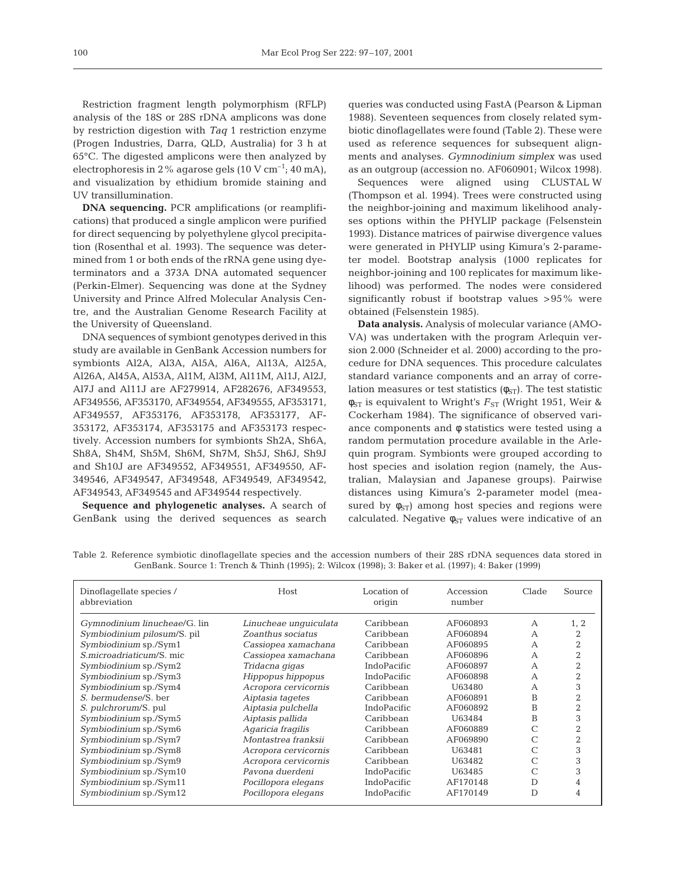Restriction fragment length polymorphism (RFLP) analysis of the 18S or 28S rDNA amplicons was done by restriction digestion with *Taq* 1 restriction enzyme (Progen Industries, Darra, QLD, Australia) for 3 h at 65°C. The digested amplicons were then analyzed by electrophoresis in 2% agarose gels (10 V $cm^{-1}$; 40 mA), and visualization by ethidium bromide staining and UV transillumination.

**DNA sequencing.** PCR amplifications (or reamplifications) that produced a single amplicon were purified for direct sequencing by polyethylene glycol precipitation (Rosenthal et al. 1993). The sequence was determined from 1 or both ends of the rRNA gene using dye-terminators and a 373A DNA automated sequencer (Perkin-Elmer). Sequencing was done at the Sydney University and Prince Alfred Molecular Analysis Centre, and the Australian Genome Research Facility at the University of Queensland.

DNA sequences of symbiont genotypes derived in this study are available in GenBank Accession numbers for symbionts Al2A, Al3A, Al5A, Al6A, Al13A, Al25A, Al26A, Al45A, Al53A, Al1M, Al3M, Al11M, Al1J, Al2J, Al7J and Al11J are AF279914, AF282676, AF349553, AF349556, AF353170, AF349554, AF349555, AF353171, AF349557, AF353176, AF353178, AF353177, AF-353172, AF353174, AF353175 and AF353173 respectively. Accession numbers for symbionts Sh2A, Sh6A, Sh8A, Sh4M, Sh5M, Sh6M, Sh7M, Sh5J, Sh6J, Sh9J and Sh10J are AF349552, AF349551, AF349550, AF-349546, AF349547, AF349548, AF349549, AF349542, AF349543, AF349545 and AF349544 respectively.

**Sequence and phylogenetic analyses.** A search of GenBank using the derived sequences as search queries was conducted using FastA (Pearson & Lipman 1988). Seventeen sequences from closely related symbiotic dinoflagellates were found (Table 2). These were used as reference sequences for subsequent alignments and analyses. *Gymnodinium simplex* was used as an outgroup (accession no. AF060901; Wilcox 1998).

Sequences were aligned using CLUSTAL W (Thompson et al. 1994). Trees were constructed using the neighbor-joining and maximum likelihood analyses options within the PHYLIP package (Felsenstein 1993). Distance matrices of pairwise divergence values were generated in PHYLIP using Kimura's 2-parameter model. Bootstrap analysis (1000 replicates for neighbor-joining and 100 replicates for maximum likelihood) was performed. The nodes were considered significantly robust if bootstrap values >95% were obtained (Felsenstein 1985).

**Data analysis.** Analysis of molecular variance (AMOVA) was undertaken with the program Arlequin version 2.000 (Schneider et al. 2000) according to the procedure for DNA sequences. This procedure calculates standard variance components and an array of correlation measures or test statistics ($\phi_{ST}$). The test statistic $\phi_{ST}$ is equivalent to Wright's $F_{ST}$ (Wright 1951, Weir & Cockerham 1984). The significance of observed variance components and $\phi$ statistics were tested using a random permutation procedure available in the Arlequin program. Symbionts were grouped according to host species and isolation region (namely, the Australian, Malaysian and Japanese groups). Pairwise distances using Kimura's 2-parameter model (measured by $\phi_{ST}$) among host species and regions were calculated. Negative $\phi_{ST}$ values were indicative of an

Table 2. Reference symbiotic dinoflagellate species and the accession numbers of their 28S rDNA sequences data stored in GenBank. Source 1: Trench & Thinh (1995); 2: Wilcox (1998); 3: Baker et al. (1997); 4: Baker (1999)

| Dinoflagellate species / abbreviation | Host | Location of origin | Accession number | Clade | Source |
|---|---|---|---|---|---|
| *Gymnodinium linucheae*/G. lin | *Linucheae unguiculata* | Caribbean | AF060893 | A | 1, 2 |
| *Symbiodinium pilosum*/S. pil | *Zoanthus sociatus* | Caribbean | AF060894 | A | 2 |
| *Symbiodinium* sp./Sym1 | *Cassiopea xamachana* | Caribbean | AF060895 | A | 2 |
| *S.microadriaticum*/S. mic | *Cassiopea xamachana* | Caribbean | AF060896 | A | 2 |
| *Symbiodinium* sp./Sym2 | *Tridacna gigas* | IndoPacific | AF060897 | A | 2 |
| *Symbiodinium* sp./Sym3 | *Hippopus hippopus* | IndoPacific | AF060898 | A | 2 |
| *Symbiodinium* sp./Sym4 | *Acropora cervicornis* | Caribbean | U63480 | A | 3 |
| *S. bermudense*/S. ber | *Aiptasia tagetes* | Caribbean | AF060891 | B | 2 |
| *S. pulchrorum*/S. pul | *Aiptasia pulchella* | IndoPacific | AF060892 | B | 2 |
| *Symbiodinium* sp./Sym5 | *Aiptasis pallida* | Caribbean | U63484 | B | 3 |
| *Symbiodinium* sp./Sym6 | *Agaricia fragilis* | Caribbean | AF060889 | C | 2 |
| *Symbiodinium* sp./Sym7 | *Montastrea franksii* | Caribbean | AF069890 | C | 2 |
| *Symbiodinium* sp./Sym8 | *Acropora cervicornis* | Caribbean | U63481 | C | 3 |
| *Symbiodinium* sp./Sym9 | *Acropora cervicornis* | Caribbean | U63482 | C | 3 |
| *Symbiodinium* sp./Sym10 | *Pavona duerdeni* | IndoPacific | U63485 | C | 3 |
| *Symbiodinium* sp./Sym11 | *Pocillopora elegans* | IndoPacific | AF170148 | D | 4 |
| *Symbiodinium* sp./Sym12 | *Pocillopora elegans* | IndoPacific | AF170149 | D | 4 |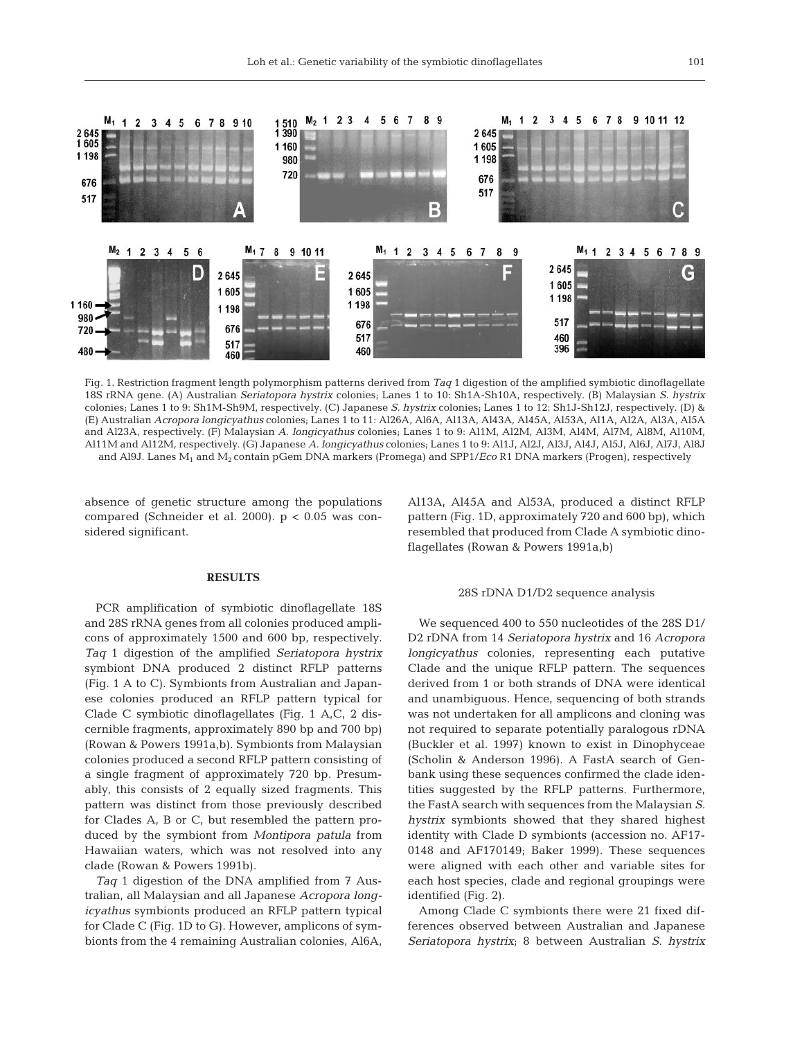Fig. 1. Restriction fragment length polymorphism patterns derived from *Taq* 1 digestion of the amplified symbiotic dinoflagellate 18S rRNA gene. (A) Australian *Seriatopora hystrix* colonies; Lanes 1 to 10: Sh1A-Sh10A, respectively. (B) Malaysian *S. hystrix* colonies; Lanes 1 to 9: Sh1M-Sh9M, respectively. (C) Japanese *S. hystrix* colonies; Lanes 1 to 12: Sh1J-Sh12J, respectively. (D) & (E) Australian *Acropora longicyathus* colonies; Lanes 1 to 11: Al26A, Al6A, Al13A, Al43A, Al45A, Al53A, Al1A, Al2A, Al3A, Al5A and Al23A, respectively. (F) Malaysian *A. longicyathus* colonies; Lanes 1 to 9: Al1M, Al2M, Al3M, Al4M, Al7M, Al8M, Al10M, Al11M and Al12M, respectively. (G) Japanese *A. longicyathus* colonies; Lanes 1 to 9: Al1J, Al2J, Al3J, Al4J, Al5J, Al6J, Al7J, Al8J and Al9J. Lanes $M_1$ and $M_2$ contain pGem DNA markers (Promega) and SPP1/*Eco* R1 DNA markers (Progen), respectively

absence of genetic structure among the populations compared (Schneider et al. 2000). $p < 0.05$ was considered significant.

## RESULTS

PCR amplification of symbiotic dinoflagellate 18S and 28S rRNA genes from all colonies produced amplicons of approximately 1500 and 600 bp, respectively. *Taq* 1 digestion of the amplified *Seriatopora hystrix* symbiont DNA produced 2 distinct RFLP patterns (Fig. 1 A to C). Symbionts from Australian and Japanese colonies produced an RFLP pattern typical for Clade C symbiotic dinoflagellates (Fig. 1 A,C, 2 discernible fragments, approximately 890 bp and 700 bp) (Rowan & Powers 1991a,b). Symbionts from Malaysian colonies produced a second RFLP pattern consisting of a single fragment of approximately 720 bp. Presumably, this consists of 2 equally sized fragments. This pattern was distinct from those previously described for Clades A, B or C, but resembled the pattern produced by the symbiont from *Montipora patula* from Hawaiian waters, which was not resolved into any clade (Rowan & Powers 1991b).

*Taq* 1 digestion of the DNA amplified from 7 Australian, all Malaysian and all Japanese *Acropora longicyathus* symbionts produced an RFLP pattern typical for Clade C (Fig. 1D to G). However, amplicons of symbionts from the 4 remaining Australian colonies, Al6A, Al13A, Al45A and Al53A, produced a distinct RFLP pattern (Fig. 1D, approximately 720 and 600 bp), which resembled that produced from Clade A symbiotic dinoflagellates (Rowan & Powers 1991a,b)

### 28S rDNA D1/D2 sequence analysis

We sequenced 400 to 550 nucleotides of the 28S D1/D2 rDNA from 14 *Seriatopora hystrix* and 16 *Acropora longicyathus* colonies, representing each putative Clade and the unique RFLP pattern. The sequences derived from 1 or both strands of DNA were identical and unambiguous. Hence, sequencing of both strands was not undertaken for all amplicons and cloning was not required to separate potentially paralogous rDNA (Buckler et al. 1997) known to exist in Dinophyceae (Scholin & Anderson 1996). A FastA search of Genbank using these sequences confirmed the clade identities suggested by the RFLP patterns. Furthermore, the FastA search with sequences from the Malaysian *S. hystrix* symbionts showed that they shared highest identity with Clade D symbionts (accession no. AF170148 and AF170149; Baker 1999). These sequences were aligned with each other and variable sites for each host species, clade and regional groupings were identified (Fig. 2).

Among Clade C symbionts there were 21 fixed differences observed between Australian and Japanese *Seriatopora hystrix*; 8 between Australian *S. hystrix*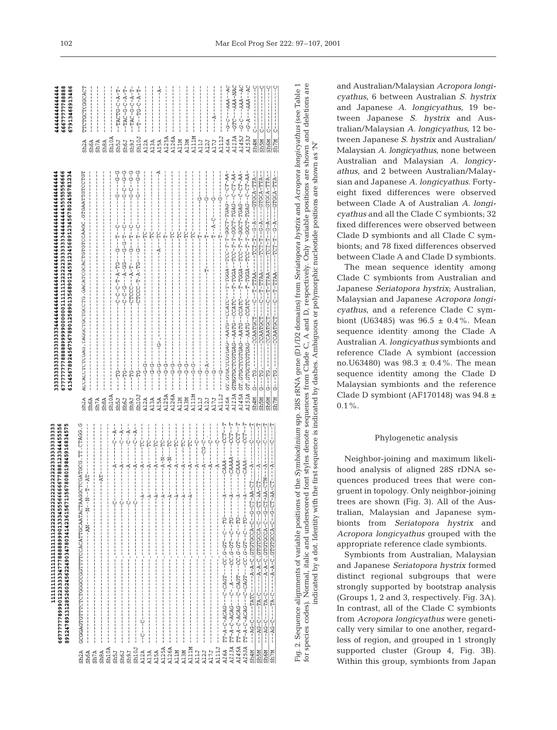Fig. 2. Sequence alignments of variable positions of the *Symbiodinium* spp. 28S rRNA gene (D1/D2 domains) from *Seriatopora hystrix* and *Acropora longicyathus* (see Table 1 for species codes). Normal, italic and underscored font styles denote sequences from Clade C, A and D, respectively. Only variable positions are shown and deletions are indicated by dashes. Ambiguous or polymorphic nucleotide positions are shown as 'N'. Identity with the first sequence is indicated by a dot.

and Australian/Malaysian *Acropora longicyathus*, 6 between Australian *S. hystrix* and Japanese *A. longicyathus*, 19 between Japanese *S. hystrix* and Australian/Malaysian *A. longicyathus*, 12 between Japanese *S. hystrix* and Australian/Malaysian *A. longicyathus*, none between Australian and Malaysian *A. longicyathus*, and 2 between Australian/Malaysian and Japanese *A. longicyathus*. Forty-eight fixed differences were observed between Clade A of Australian *A. longicyathus* and all the Clade C symbionts; 32 fixed differences were observed between Clade D symbionts and all Clade C symbionts; and 78 fixed differences observed between Clade A and Clade D symbionts.

The mean sequence identity among Clade C symbionts from Australian and Japanese *Seriatopora hystrix*; Australian, Malaysian and Japanese *Acropora longicyathus*, and a reference Clade C symbiont (U63485) was 96.5 ± 0.4%. Mean sequence identity among the Clade A Australian *A. longicyathus* symbionts and reference Clade A symbiont (accession no.U63480) was 98.3 ± 0.4%. The mean sequence identity among the Clade D Malaysian symbionts and the reference Clade D symbiont (AF170148) was 94.8 ± 0.1%.

## Phylogenetic analysis

Neighbor-joining and maximum likelihood analysis of aligned 28S rDNA sequences produced trees that were congruent in topology. Only neighbor-joining trees are shown (Fig. 3). All of the Australian, Malaysian and Japanese symbionts from *Seriatopora hystrix* and *Acropora longicyathus* grouped with the appropriate reference clade symbionts.

Symbionts from Australian, Malaysian and Japanese *Seriatopora hystrix* formed distinct regional subgroups that were strongly supported by bootstrap analysis (Groups 1, 2 and 3, respectively. Fig. 3A). In contrast, all of the Clade C symbionts from *Acropora longicyathus* were genetically very similar to one another, regardless of region, and grouped in 1 strongly supported cluster (Group 4, Fig. 3B). Within this group, symbionts from Japan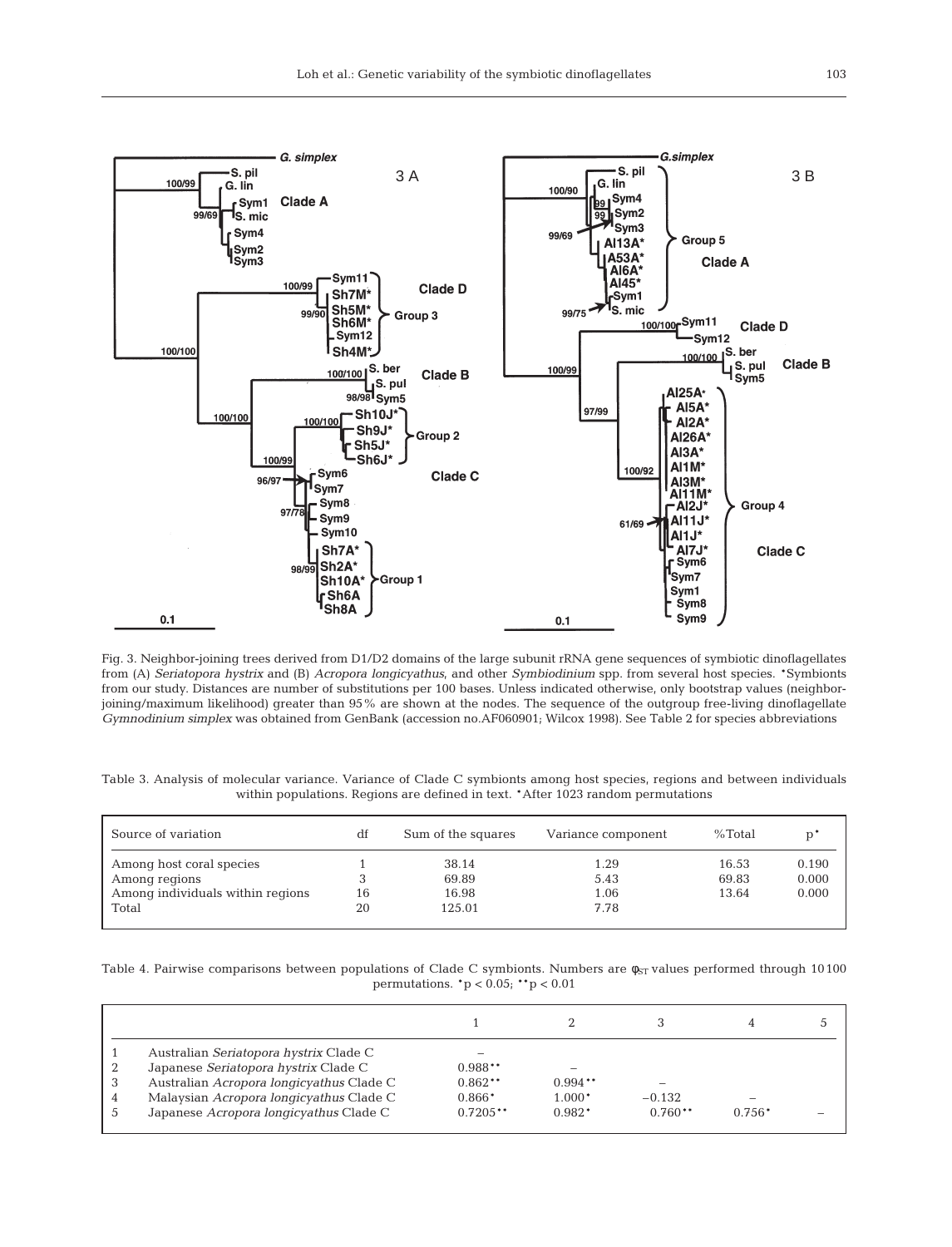Fig. 3. Neighbor-joining trees derived from D1/D2 domains of the large subunit rRNA gene sequences of symbiotic dinoflagellates from (A) *Seriatopora hystrix* and (B) *Acropora longicyathus*, and other *Symbiodinium* spp. from several host species. *Symbionts from our study. Distances are number of substitutions per 100 bases. Unless indicated otherwise, only bootstrap values (neighbor-joining/maximum likelihood) greater than 95% are shown at the nodes. The sequence of the outgroup free-living dinoflagellate *Gymnodinium simplex* was obtained from GenBank (accession no.AF060901; Wilcox 1998). See Table 2 for species abbreviations

Table 3. Analysis of molecular variance. Variance of Clade C symbionts among host species, regions and between individuals within populations. Regions are defined in text. *After 1023 random permutations

| Source of variation | df | Sum of the squares | Variance component | %Total | p* |
|---|---|---|---|---|---|
| Among host coral species | 1 | 38.14 | 1.29 | 16.53 | 0.190 |
| Among regions | 3 | 69.89 | 5.43 | 69.83 | 0.000 |
| Among individuals within regions | 16 | 16.98 | 1.06 | 13.64 | 0.000 |
| Total | 20 | 125.01 | 7.78 | | |

Table 4. Pairwise comparisons between populations of Clade C symbionts. Numbers are $\phi_{ST}$ values performed through 10100 permutations. *$p < 0.05$; **$p < 0.01$

| | | 1 | 2 | 3 | 4 | 5 |
|---|---|---|---|---|---|---|
| 1 | Australian *Seriatopora hystrix* Clade C | – | | | | |
| 2 | Japanese *Seriatopora hystrix* Clade C | 0.988** | – | | | |
| 3 | Australian *Acropora longicyathus* Clade C | 0.862** | 0.994** | – | | |
| 4 | Malaysian *Acropora longicyathus* Clade C | 0.866* | 1.000* | −0.132 | – | |
| 5 | Japanese *Acropora longicyathus* Clade C | 0.7205** | 0.982* | 0.760** | 0.756* | – |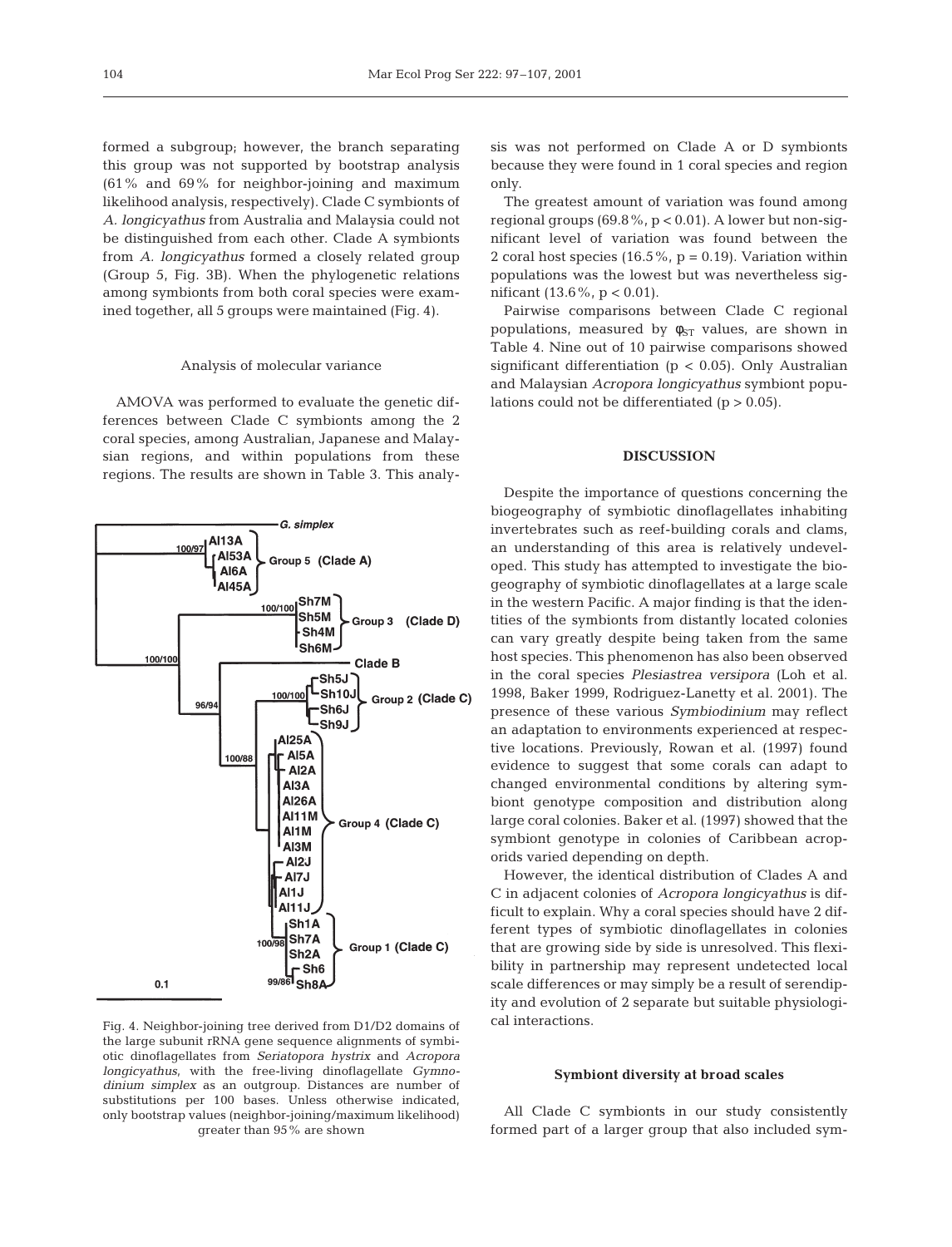formed a subgroup; however, the branch separating this group was not supported by bootstrap analysis (61% and 69% for neighbor-joining and maximum likelihood analysis, respectively). Clade C symbionts of *A. longicyathus* from Australia and Malaysia could not be distinguished from each other. Clade A symbionts from *A. longicyathus* formed a closely related group (Group 5, Fig. 3B). When the phylogenetic relations among symbionts from both coral species were examined together, all 5 groups were maintained (Fig. 4).

### Analysis of molecular variance

AMOVA was performed to evaluate the genetic differences between Clade C symbionts among the 2 coral species, among Australian, Japanese and Malaysian regions, and within populations from these regions. The results are shown in Table 3. This analysis was not performed on Clade A or D symbionts because they were found in 1 coral species and region only.

The greatest amount of variation was found among regional groups (69.8%, $p < 0.01$). A lower but non-significant level of variation was found between the 2 coral host species (16.5%, $p = 0.19$). Variation within populations was the lowest but was nevertheless significant (13.6%, $p < 0.01$).

Pairwise comparisons between Clade C regional populations, measured by $\phi_{ST}$ values, are shown in Table 4. Nine out of 10 pairwise comparisons showed significant differentiation ($p < 0.05$). Only Australian and Malaysian *Acropora longicyathus* symbiont populations could not be differentiated ($p > 0.05$).

Fig. 4. Neighbor-joining tree derived from D1/D2 domains of the large subunit rRNA gene sequence alignments of symbiotic dinoflagellates from *Seriatopora hystrix* and *Acropora longicyathus*, with the free-living dinoflagellate *Gymnodinium simplex* as an outgroup. Distances are number of substitutions per 100 bases. Unless otherwise indicated, only bootstrap values (neighbor-joining/maximum likelihood) greater than 95% are shown

## DISCUSSION

Despite the importance of questions concerning the biogeography of symbiotic dinoflagellates inhabiting invertebrates such as reef-building corals and clams, an understanding of this area is relatively undeveloped. This study has attempted to investigate the biogeography of symbiotic dinoflagellates at a large scale in the western Pacific. A major finding is that the identities of the symbionts from distantly located colonies can vary greatly despite being taken from the same host species. This phenomenon has also been observed in the coral species *Plesiastrea versipora* (Loh et al. 1998, Baker 1999, Rodriguez-Lanetty et al. 2001). The presence of these various *Symbiodinium* may reflect an adaptation to environments experienced at respective locations. Previously, Rowan et al. (1997) found evidence to suggest that some corals can adapt to changed environmental conditions by altering symbiont genotype composition and distribution along large coral colonies. Baker et al. (1997) showed that the symbiont genotype in colonies of Caribbean acroporids varied depending on depth.

However, the identical distribution of Clades A and C in adjacent colonies of *Acropora longicyathus* is difficult to explain. Why a coral species should have 2 different types of symbiotic dinoflagellates in colonies that are growing side by side is unresolved. This flexibility in partnership may represent undetected local scale differences or may simply be a result of serendipity and evolution of 2 separate but suitable physiological interactions.

### Symbiont diversity at broad scales

All Clade C symbionts in our study consistently formed part of a larger group that also included sym-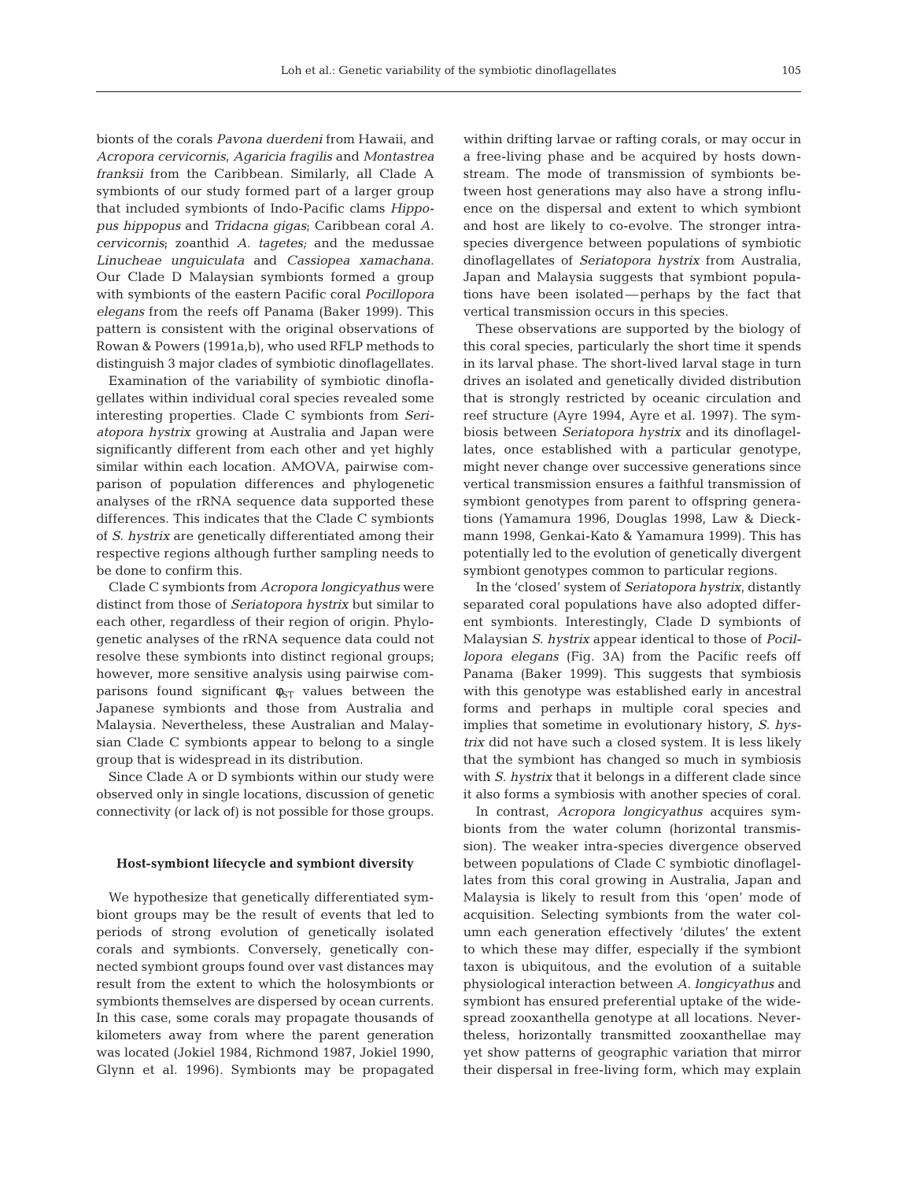bionts of the corals *Pavona duerdeni* from Hawaii, and *Acropora cervicornis*, *Agaricia fragilis* and *Montastrea franksii* from the Caribbean. Similarly, all Clade A symbionts of our study formed part of a larger group that included symbionts of Indo-Pacific clams *Hippopus hippopus* and *Tridacna gigas*; Caribbean coral *A. cervicornis*; zoanthid *A. tagetes;* and the medussae *Linucheae unguiculata* and *Cassiopea xamachana.* Our Clade D Malaysian symbionts formed a group with symbionts of the eastern Pacific coral *Pocillopora elegans* from the reefs off Panama (Baker 1999). This pattern is consistent with the original observations of Rowan & Powers (1991a,b), who used RFLP methods to distinguish 3 major clades of symbiotic dinoflagellates.

Examination of the variability of symbiotic dinoflagellates within individual coral species revealed some interesting properties. Clade C symbionts from *Seriatopora hystrix* growing at Australia and Japan were significantly different from each other and yet highly similar within each location. AMOVA, pairwise comparison of population differences and phylogenetic analyses of the rRNA sequence data supported these differences. This indicates that the Clade C symbionts of *S. hystrix* are genetically differentiated among their respective regions although further sampling needs to be done to confirm this.

Clade C symbionts from *Acropora longicyathus* were distinct from those of *Seriatopora hystrix* but similar to each other, regardless of their region of origin. Phylogenetic analyses of the rRNA sequence data could not resolve these symbionts into distinct regional groups; however, more sensitive analysis using pairwise comparisons found significant $\phi_{ST}$ values between the Japanese symbionts and those from Australia and Malaysia. Nevertheless, these Australian and Malaysian Clade C symbionts appear to belong to a single group that is widespread in its distribution.

Since Clade A or D symbionts within our study were observed only in single locations, discussion of genetic connectivity (or lack of) is not possible for those groups.

### Host-symbiont lifecycle and symbiont diversity

We hypothesize that genetically differentiated symbiont groups may be the result of events that led to periods of strong evolution of genetically isolated corals and symbionts. Conversely, genetically connected symbiont groups found over vast distances may result from the extent to which the holosymbionts or symbionts themselves are dispersed by ocean currents. In this case, some corals may propagate thousands of kilometers away from where the parent generation was located (Jokiel 1984, Richmond 1987, Jokiel 1990, Glynn et al. 1996). Symbionts may be propagated within drifting larvae or rafting corals, or may occur in a free-living phase and be acquired by hosts downstream. The mode of transmission of symbionts between host generations may also have a strong influence on the dispersal and extent to which symbiont and host are likely to co-evolve. The stronger intra-species divergence between populations of symbiotic dinoflagellates of *Seriatopora hystrix* from Australia, Japan and Malaysia suggests that symbiont populations have been isolated—perhaps by the fact that vertical transmission occurs in this species.

These observations are supported by the biology of this coral species, particularly the short time it spends in its larval phase. The short-lived larval stage in turn drives an isolated and genetically divided distribution that is strongly restricted by oceanic circulation and reef structure (Ayre 1994, Ayre et al. 1997). The symbiosis between *Seriatopora hystrix* and its dinoflagellates, once established with a particular genotype, might never change over successive generations since vertical transmission ensures a faithful transmission of symbiont genotypes from parent to offspring generations (Yamamura 1996, Douglas 1998, Law & Dieckmann 1998, Genkai-Kato & Yamamura 1999). This has potentially led to the evolution of genetically divergent symbiont genotypes common to particular regions.

In the 'closed' system of *Seriatopora hystrix*, distantly separated coral populations have also adopted different symbionts. Interestingly, Clade D symbionts of Malaysian *S. hystrix* appear identical to those of *Pocillopora elegans* (Fig. 3A) from the Pacific reefs off Panama (Baker 1999). This suggests that symbiosis with this genotype was established early in ancestral forms and perhaps in multiple coral species and implies that sometime in evolutionary history, *S. hystrix* did not have such a closed system. It is less likely that the symbiont has changed so much in symbiosis with *S. hystrix* that it belongs in a different clade since it also forms a symbiosis with another species of coral.

In contrast, *Acropora longicyathus* acquires symbionts from the water column (horizontal transmission). The weaker intra-species divergence observed between populations of Clade C symbiotic dinoflagellates from this coral growing in Australia, Japan and Malaysia is likely to result from this 'open' mode of acquisition. Selecting symbionts from the water column each generation effectively 'dilutes' the extent to which these may differ, especially if the symbiont taxon is ubiquitous, and the evolution of a suitable physiological interaction between *A. longicyathus* and symbiont has ensured preferential uptake of the widespread zooxanthella genotype at all locations. Nevertheless, horizontally transmitted zooxanthellae may yet show patterns of geographic variation that mirror their dispersal in free-living form, which may explain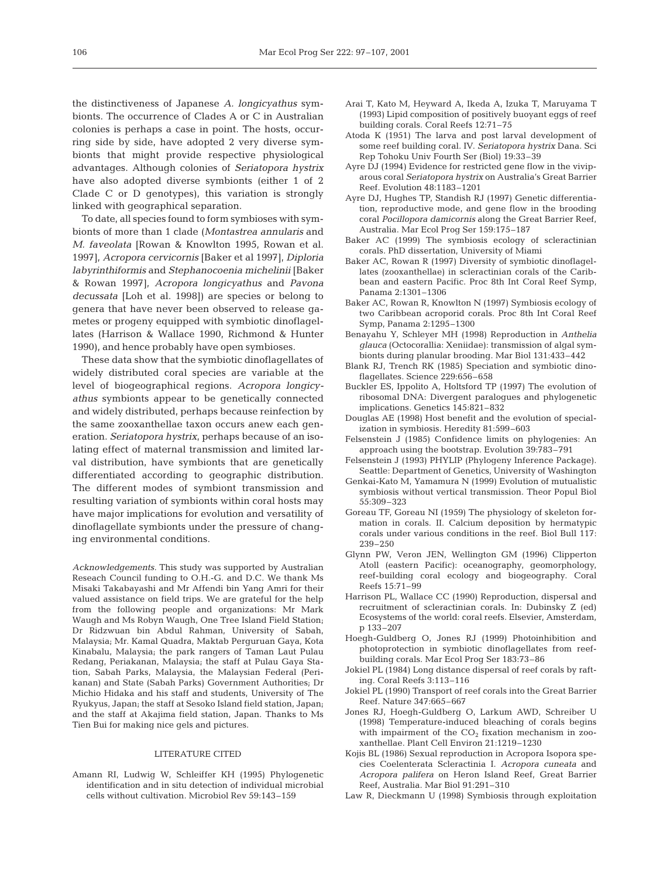the distinctiveness of Japanese *A. longicyathus* symbionts. The occurrence of Clades A or C in Australian colonies is perhaps a case in point. The hosts, occurring side by side, have adopted 2 very diverse symbionts that might provide respective physiological advantages. Although colonies of *Seriatopora hystrix* have also adopted diverse symbionts (either 1 of 2 Clade C or D genotypes), this variation is strongly linked with geographical separation.

To date, all species found to form symbioses with symbionts of more than 1 clade (*Montastrea annularis* and *M. faveolata* [Rowan & Knowlton 1995, Rowan et al. 1997], *Acropora cervicornis* [Baker et al 1997], *Diploria labyrinthiformis* and *Stephanocoenia michelinii* [Baker & Rowan 1997], *Acropora longicyathus* and *Pavona decussata* [Loh et al. 1998]) are species or belong to genera that have never been observed to release gametes or progeny equipped with symbiotic dinoflagellates (Harrison & Wallace 1990, Richmond & Hunter 1990), and hence probably have open symbioses.

These data show that the symbiotic dinoflagellates of widely distributed coral species are variable at the level of biogeographical regions. *Acropora longicyathus* symbionts appear to be genetically connected and widely distributed, perhaps because reinfection by the same zooxanthellae taxon occurs anew each generation. *Seriatopora hystrix*, perhaps because of an isolating effect of maternal transmission and limited larval distribution, have symbionts that are genetically differentiated according to geographic distribution. The different modes of symbiont transmission and resulting variation of symbionts within coral hosts may have major implications for evolution and versatility of dinoflagellate symbionts under the pressure of changing environmental conditions.

*Acknowledgements.* This study was supported by Australian Reseach Council funding to O.H.-G. and D.C. We thank Ms Misaki Takabayashi and Mr Affendi bin Yang Amri for their valued assistance on field trips. We are grateful for the help from the following people and organizations: Mr Mark Waugh and Ms Robyn Waugh, One Tree Island Field Station; Dr Ridzwuan bin Abdul Rahman, University of Sabah, Malaysia; Mr. Kamal Quadra, Maktab Perguruan Gaya, Kota Kinabalu, Malaysia; the park rangers of Taman Laut Pulau Redang, Periakanan, Malaysia; the staff at Pulau Gaya Station, Sabah Parks, Malaysia, the Malaysian Federal (Perikanan) and State (Sabah Parks) Government Authorities; Dr Michio Hidaka and his staff and students, University of The Ryukyus, Japan; the staff at Sesoko Island field station, Japan; and the staff at Akajima field station, Japan. Thanks to Ms Tien Bui for making nice gels and pictures.

## LITERATURE CITED

Amann RI, Ludwig W, Schleiffer KH (1995) Phylogenetic identification and in situ detection of individual microbial cells without cultivation. Microbiol Rev 59:143–159

Arai T, Kato M, Heyward A, Ikeda A, Izuka T, Maruyama T (1993) Lipid composition of positively buoyant eggs of reef building corals. Coral Reefs 12:71–75

Atoda K (1951) The larva and post larval development of some reef building coral. IV. *Seriatopora hystrix* Dana. Sci Rep Tohoku Univ Fourth Ser (Biol) 19:33–39

Ayre DJ (1994) Evidence for restricted gene flow in the viviparous coral *Seriatopora hystrix* on Australia's Great Barrier Reef. Evolution 48:1183–1201

Ayre DJ, Hughes TP, Standish RJ (1997) Genetic differentiation, reproductive mode, and gene flow in the brooding coral *Pocillopora damicornis* along the Great Barrier Reef, Australia. Mar Ecol Prog Ser 159:175–187

Baker AC (1999) The symbiosis ecology of scleractinian corals. PhD dissertation, University of Miami

Baker AC, Rowan R (1997) Diversity of symbiotic dinoflagellates (zooxanthellae) in scleractinian corals of the Caribbean and eastern Pacific. Proc 8th Int Coral Reef Symp, Panama 2:1301–1306

Baker AC, Rowan R, Knowlton N (1997) Symbiosis ecology of two Caribbean acroporid corals. Proc 8th Int Coral Reef Symp, Panama 2:1295–1300

Benayahu Y, Schleyer MH (1998) Reproduction in *Anthelia glauca* (Octocorallia: Xeniidae): transmission of algal symbionts during planular brooding. Mar Biol 131:433–442

Blank RJ, Trench RK (1985) Speciation and symbiotic dinoflagellates. Science 229:656–658

Buckler ES, Ippolito A, Holtsford TP (1997) The evolution of ribosomal DNA: Divergent paralogues and phylogenetic implications. Genetics 145:821–832

Douglas AE (1998) Host benefit and the evolution of specialization in symbiosis. Heredity 81:599–603

Felsenstein J (1985) Confidence limits on phylogenies: An approach using the bootstrap. Evolution 39:783–791

Felsenstein J (1993) PHYLIP (Phylogeny Inference Package). Seattle: Department of Genetics, University of Washington

Genkai-Kato M, Yamamura N (1999) Evolution of mutualistic symbiosis without vertical transmission. Theor Popul Biol 55:309–323

Goreau TF, Goreau NI (1959) The physiology of skeleton formation in corals. II. Calcium deposition by hermatypic corals under various conditions in the reef. Biol Bull 117: 239–250

Glynn PW, Veron JEN, Wellington GM (1996) Clipperton Atoll (eastern Pacific): oceanography, geomorphology, reef-building coral ecology and biogeography. Coral Reefs 15:71–99

Harrison PL, Wallace CC (1990) Reproduction, dispersal and recruitment of scleractinian corals. In: Dubinsky Z (ed) Ecosystems of the world: coral reefs. Elsevier, Amsterdam, p 133–207

Hoegh-Guldberg O, Jones RJ (1999) Photoinhibition and photoprotection in symbiotic dinoflagellates from reef-building corals. Mar Ecol Prog Ser 183:73–86

Jokiel PL (1984) Long distance dispersal of reef corals by rafting. Coral Reefs 3:113–116

Jokiel PL (1990) Transport of reef corals into the Great Barrier Reef. Nature 347:665–667

Jones RJ, Hoegh-Guldberg O, Larkum AWD, Schreiber U (1998) Temperature-induced bleaching of corals begins with impairment of the $CO_2$ fixation mechanism in zooxanthellae. Plant Cell Environ 21:1219–1230

Kojis BL (1986) Sexual reproduction in Acropora Isopora species Coelenterata Scleractinia I. *Acropora cuneata* and *Acropora palifera* on Heron Island Reef, Great Barrier Reef, Australia. Mar Biol 91:291–310

Law R, Dieckmann U (1998) Symbiosis through exploitation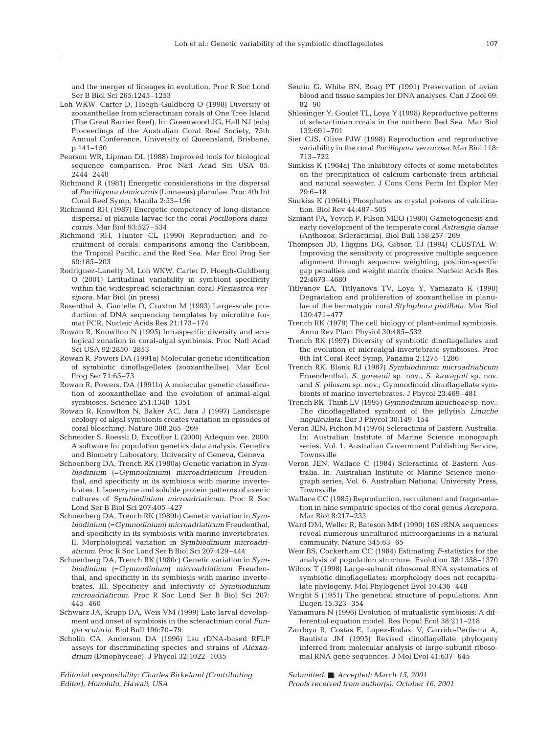and the merger of lineages in evolution. Proc R Soc Lond Ser B Biol Sci 265:1245–1253

Loh WKW, Carter D, Hoegh-Guldberg O (1998) Diversity of zooxanthellae from scleractinian corals of One Tree Island (The Great Barrier Reef). In: Greenwood JG, Hall NJ (eds) Proceedings of the Australian Coral Reef Society, 75th Annual Conference, University of Queensland, Brisbane, p 141–150

Pearson WR, Lipman DL (1988) Improved tools for biological sequence comparison. Proc Natl Acad Sci USA 85: 2444–2448

Richmond R (1981) Energetic considerations in the dispersal of *Pocillopora damicornis* (Linnaeus) planulae. Proc 4th Int Coral Reef Symp, Manila 2:53–156

Richmond RH (1987) Energetic competency of long-distance dispersal of planula larvae for the coral *Pocillopora damicornis.* Mar Biol 93:527–534

Richmond RH, Hunter CL (1990) Reproduction and recruitment of corals: comparisons among the Caribbean, the Tropical Pacific, and the Red Sea. Mar Ecol Prog Ser 60:185–203

Rodriguez-Lanetty M, Loh WKW, Carter D, Hoegh-Guldberg O (2001) Latitudinal variability in symbiont specificity within the widespread scleractinian coral *Plesiastrea versipora*. Mar Biol (in press)

Rosenthal A, Gautelle O, Craxton M (1993) Large-scale production of DNA sequencing templates by microtitre format PCR. Nucleic Acids Res 21:173–174

Rowan R, Knowlton N (1995) Intraspecific diversity and ecological zonation in coral-algal symbiosis. Proc Natl Acad Sci USA 92:2850–2853

Rowan R, Powers DA (1991a) Molecular genetic identification of symbiotic dinoflagellates (zooxanthellae). Mar Ecol Prog Ser 71:65–73

Rowan R, Powers, DA (1991b) A molecular genetic classification of zooxanthellae and the evolution of animal-algal symbioses. Science 251:1348–1351

Rowan R, Knowlton N, Baker AC, Jara J (1997) Landscape ecology of algal symbionts creates variation in episodes of coral bleaching. Nature 388:265–269

Schneider S, Roessli D, Excoffier L (2000) Arlequin ver. 2000: A software for population genetics data analysis. Genetics and Biometry Laboratory, University of Geneva, Geneva

Schoenberg DA, Trench RK (1980a) Genetic variation in *Symbiodinium* (=*Gymnodinium*) *microadriaticum* Freudenthal, and specificity in its symbiosis with marine invertebrates. I. Isoenzyme and soluble protein patterns of axenic cultures of *Symbiodinium microadriaticum.* Proc R Soc Lond Ser B Biol Sci 207:405–427

Schoenberg DA, Trench RK (1980b) Genetic variation in *Symbiodinium* (=*Gymnodinium*) *microadriaticum* Freudenthal, and specificity in its symbiosis with marine invertebrates. II. Morphological variation in *Symbiodinium microadriaticum.* Proc R Soc Lond Ser B Biol Sci 207:429–444

Schoenberg DA, Trench RK (1980c) Genetic variation in *Symbiodinium* (=*Gymnodinium*) *microadriaticum* Freudenthal, and specificity in its symbiosis with marine invertebrates. III. Specificity and infectivity of *Symbiodinium microadriaticum.* Proc R Soc Lond Ser B Biol Sci 207: 445–460

Schwarz JA, Krupp DA, Weis VM (1999) Late larval development and onset of symbiosis in the scleractinian coral *Fungia scutaria.* Biol Bull 196:70–79

Scholin CA, Anderson DA (1996) Lsu rDNA-based RFLP assays for discriminating species and strains of *Alexandrium* (Dinophyceae). J Phycol 32:1022–1035

Seutin G, White BN, Boag PT (1991) Preservation of avian blood and tissue samples for DNA analyses. Can J Zool 69: 82–90

Shlesinger Y, Goulet TL, Loya Y (1998) Reproductive patterns of scleractinian corals in the northern Red Sea. Mar Biol 132:691–701

Sier CJS, Olive PJW (1998) Reproduction and reproductive variability in the coral *Pocillopora verrucosa*. Mar Biol 118: 713–722

Simkiss K (1964a) The inhibitory effects of some metabolites on the precipitation of calcium carbonate from artificial and natural seawater. J Cons Cons Perm Int Explor Mer 29:6–18

Simkiss K (1964b) Phosphates as crystal poisons of calcification. Biol Rev 44:487–505

Szmant FA, Yevich P, Pilson MEQ (1980) Gametogenesis and early development of the temperate coral *Astrangia danae* (Anthozoa: Scleractinia). Biol Bull 158:257–269

Thompson JD, Higgins DG, Gibson TJ (1994) CLUSTAL W: Improving the sensitivity of progressive multiple sequence alignment through sequence weighting, position-specific gap penalties and weight matrix choice. Nucleic Acids Res 22:4673–4680

Titlyanov EA, Titlyanova TV, Loya Y, Yamazato K (1998) Degradation and proliferation of zooxanthellae in planulae of the hermatypic coral *Stylophora pistillata*. Mar Biol 130:471–477

Trench RK (1979) The cell biology of plant-animal symbiosis. Annu Rev Plant Physiol 30:485–532

Trench RK (1997) Diversity of symbiotic dinoflagellates and the evolution of microalgal-invertebrate symbioses. Proc 8th Int Coral Reef Symp, Panama 2:1275–1286

Trench RK, Blank RJ (1987) *Symbiodinium microadriaticum* Fruendenthal, *S. goreauii* sp. nov., *S. kawaguti* sp. nov. and *S. pilosum* sp. nov.; Gymnodinoid dinoflagellate symbionts of marine invertebrates. J Phycol 23:469–481

Trench RK, Thinh LV (1995) *Gymnodinium linucheae* sp. nov.: The dinoflagellated symbiont of the jellyfish *Linuche unguiculata*. Eur J Phycol 30:149–154

Veron JEN, Pichon M (1976) Scleractinia of Eastern Australia. In: Australian Institute of Marine Science monograph series, Vol. 1. Australian Government Publishing Service, Townsville

Veron JEN, Wallace C (1984) Scleractinia of Eastern Australia. In: Australian Institute of Marine Science monograph series, Vol. 6. Australian National University Press, Townsville

Wallace CC (1985) Reproduction, recruitment and fragmentation in nine sympatric species of the coral genus *Acropora*. Mar Biol 8:217–233

Ward DM, Weller R, Bateson MM (1990) 16S rRNA sequences reveal numerous uncultured microorganisms in a natural community. Nature 345:63–65

Weir BS, Cockerham CC (1984) Estimating *F*-statistics for the analysis of population structure. Evolution 38:1358–1370

Wilcox T (1998) Large-subunit ribosomal RNA systematics of symbiotic dinoflagellates: morphology does not recapitulate phylogeny. Mol Phylogenet Evol 10:436–448

Wright S (1951) The genetical structure of populations. Ann Eugen 15:323–354

Yamamura N (1996) Evolution of mutualistic symbiosis: A differential equation model. Res Popul Ecol 38:211–218

Zardoya R, Costas E, Lopez-Rodas, V, Garrido-Pertierra A, Bautista JM (1995) Revised dinoflagellate phylogeny inferred from molecular analysis of large-subunit ribosomal RNA gene sequences. J Mol Evol 41:637–645

*Editorial responsibility: Charles Birkeland (Contributing Editor), Honolulu, Hawaii, USA*

*Submitted: ■; Accepted: March 15, 2001*
*Proofs received from author(s): October 16, 2001*